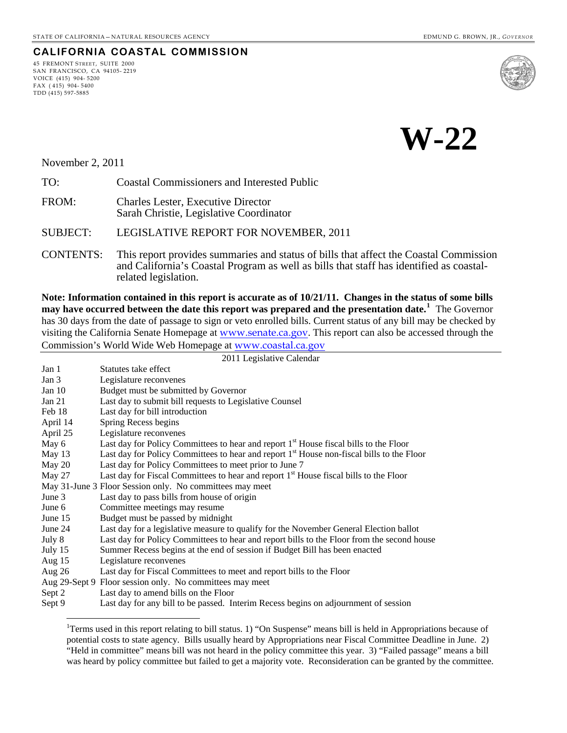STATE OF CALIFORNIA – NATURAL RESOURCES AGENCY

EDMUND G. BROWN, JR., *GOVERNOR*

**CALIFORNIA COASTAL COMMISSION**

45 FREMONT STREET, SUITE 2000
SAN FRANCISCO, CA 94105- 2219
VOICE (415) 904- 5200
FAX (415) 904- 5400
TDD (415) 597-5885

# W-22

November 2, 2011

TO: Coastal Commissioners and Interested Public

FROM: Charles Lester, Executive Director
Sarah Christie, Legislative Coordinator

SUBJECT: LEGISLATIVE REPORT FOR NOVEMBER, 2011

CONTENTS: This report provides summaries and status of bills that affect the Coastal Commission and California's Coastal Program as well as bills that staff has identified as coastal-related legislation.

**Note: Information contained in this report is accurate as of 10/21/11. Changes in the status of some bills may have occurred between the date this report was prepared and the presentation date.[1]** The Governor has 30 days from the date of passage to sign or veto enrolled bills. Current status of any bill may be checked by visiting the California Senate Homepage at www.senate.ca.gov. This report can also be accessed through the Commission's World Wide Web Homepage at www.coastal.ca.gov

2011 Legislative Calendar

| | |
|---|---|
| Jan 1 | Statutes take effect |
| Jan 3 | Legislature reconvenes |
| Jan 10 | Budget must be submitted by Governor |
| Jan 21 | Last day to submit bill requests to Legislative Counsel |
| Feb 18 | Last day for bill introduction |
| April 14 | Spring Recess begins |
| April 25 | Legislature reconvenes |
| May 6 | Last day for Policy Committees to hear and report 1st House fiscal bills to the Floor |
| May 13 | Last day for Policy Committees to hear and report 1st House non-fiscal bills to the Floor |
| May 20 | Last day for Policy Committees to meet prior to June 7 |
| May 27 | Last day for Fiscal Committees to hear and report 1st House fiscal bills to the Floor |
| May 31-June 3 | Floor Session only. No committees may meet |
| June 3 | Last day to pass bills from house of origin |
| June 6 | Committee meetings may resume |
| June 15 | Budget must be passed by midnight |
| June 24 | Last day for a legislative measure to qualify for the November General Election ballot |
| July 8 | Last day for Policy Committees to hear and report bills to the Floor from the second house |
| July 15 | Summer Recess begins at the end of session if Budget Bill has been enacted |
| Aug 15 | Legislature reconvenes |
| Aug 26 | Last day for Fiscal Committees to meet and report bills to the Floor |
| Aug 29-Sept 9 | Floor session only. No committees may meet |
| Sept 2 | Last day to amend bills on the Floor |
| Sept 9 | Last day for any bill to be passed. Interim Recess begins on adjournment of session |

[1]Terms used in this report relating to bill status. 1) "On Suspense" means bill is held in Appropriations because of potential costs to state agency. Bills usually heard by Appropriations near Fiscal Committee Deadline in June. 2) "Held in committee" means bill was not heard in the policy committee this year. 3) "Failed passage" means a bill was heard by policy committee but failed to get a majority vote. Reconsideration can be granted by the committee.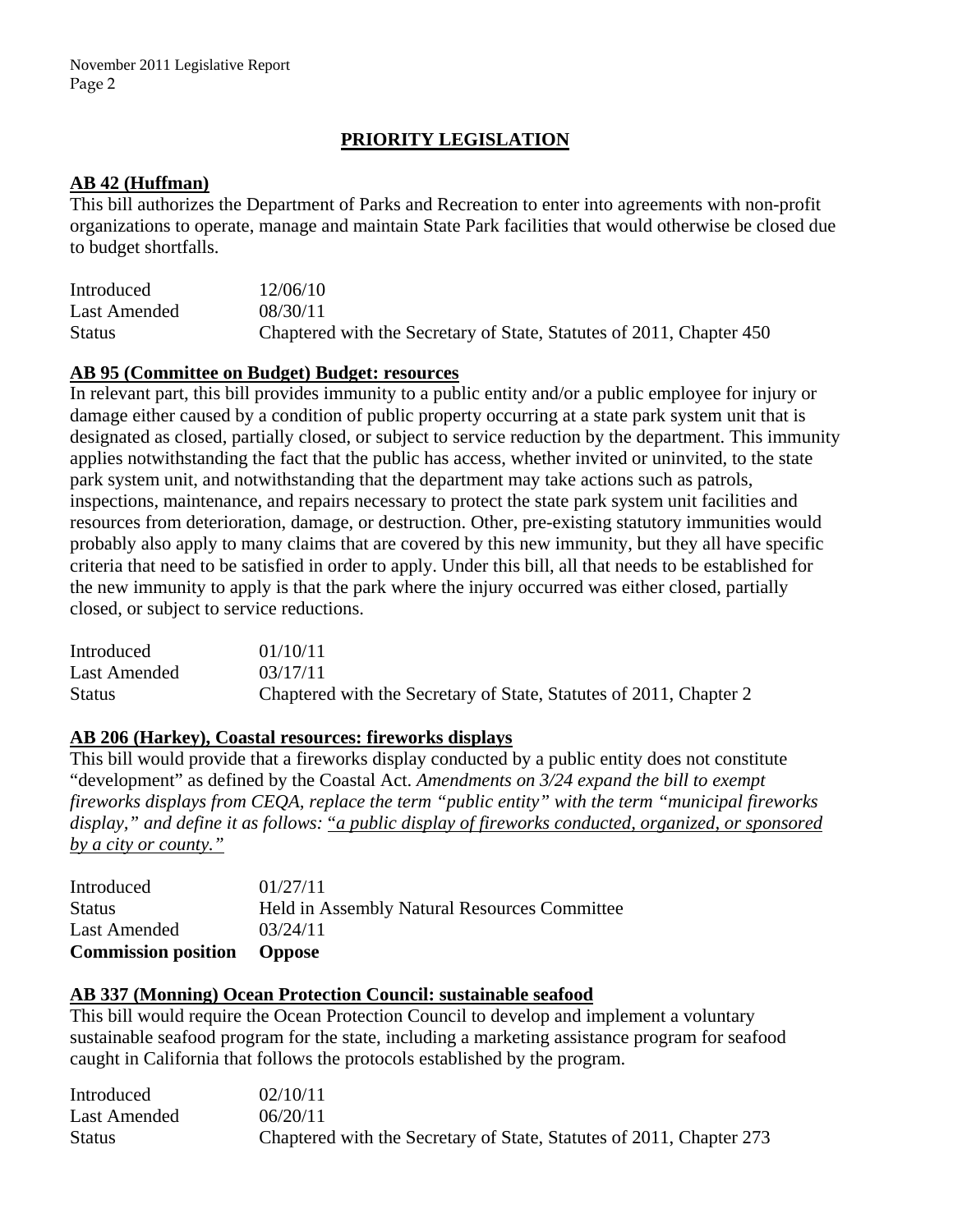## PRIORITY LEGISLATION

### AB 42 (Huffman)

This bill authorizes the Department of Parks and Recreation to enter into agreements with non-profit organizations to operate, manage and maintain State Park facilities that would otherwise be closed due to budget shortfalls.

| | |
|---|---|
| Introduced | 12/06/10 |
| Last Amended | 08/30/11 |
| Status | Chaptered with the Secretary of State, Statutes of 2011, Chapter 450 |

### AB 95 (Committee on Budget) Budget: resources

In relevant part, this bill provides immunity to a public entity and/or a public employee for injury or damage either caused by a condition of public property occurring at a state park system unit that is designated as closed, partially closed, or subject to service reduction by the department. This immunity applies notwithstanding the fact that the public has access, whether invited or uninvited, to the state park system unit, and notwithstanding that the department may take actions such as patrols, inspections, maintenance, and repairs necessary to protect the state park system unit facilities and resources from deterioration, damage, or destruction. Other, pre-existing statutory immunities would probably also apply to many claims that are covered by this new immunity, but they all have specific criteria that need to be satisfied in order to apply. Under this bill, all that needs to be established for the new immunity to apply is that the park where the injury occurred was either closed, partially closed, or subject to service reductions.

| | |
|---|---|
| Introduced | 01/10/11 |
| Last Amended | 03/17/11 |
| Status | Chaptered with the Secretary of State, Statutes of 2011, Chapter 2 |

### AB 206 (Harkey), Coastal resources: fireworks displays

This bill would provide that a fireworks display conducted by a public entity does not constitute "development" as defined by the Coastal Act. *Amendments on 3/24 expand the bill to exempt fireworks displays from CEQA, replace the term "public entity" with the term "municipal fireworks display," and define it as follows: "a public display of fireworks conducted, organized, or sponsored by a city or county."*

| | |
|---|---|
| Introduced | 01/27/11 |
| Status | Held in Assembly Natural Resources Committee |
| Last Amended | 03/24/11 |
| **Commission position** | **Oppose** |

### AB 337 (Monning) Ocean Protection Council: sustainable seafood

This bill would require the Ocean Protection Council to develop and implement a voluntary sustainable seafood program for the state, including a marketing assistance program for seafood caught in California that follows the protocols established by the program.

| | |
|---|---|
| Introduced | 02/10/11 |
| Last Amended | 06/20/11 |
| Status | Chaptered with the Secretary of State, Statutes of 2011, Chapter 273 |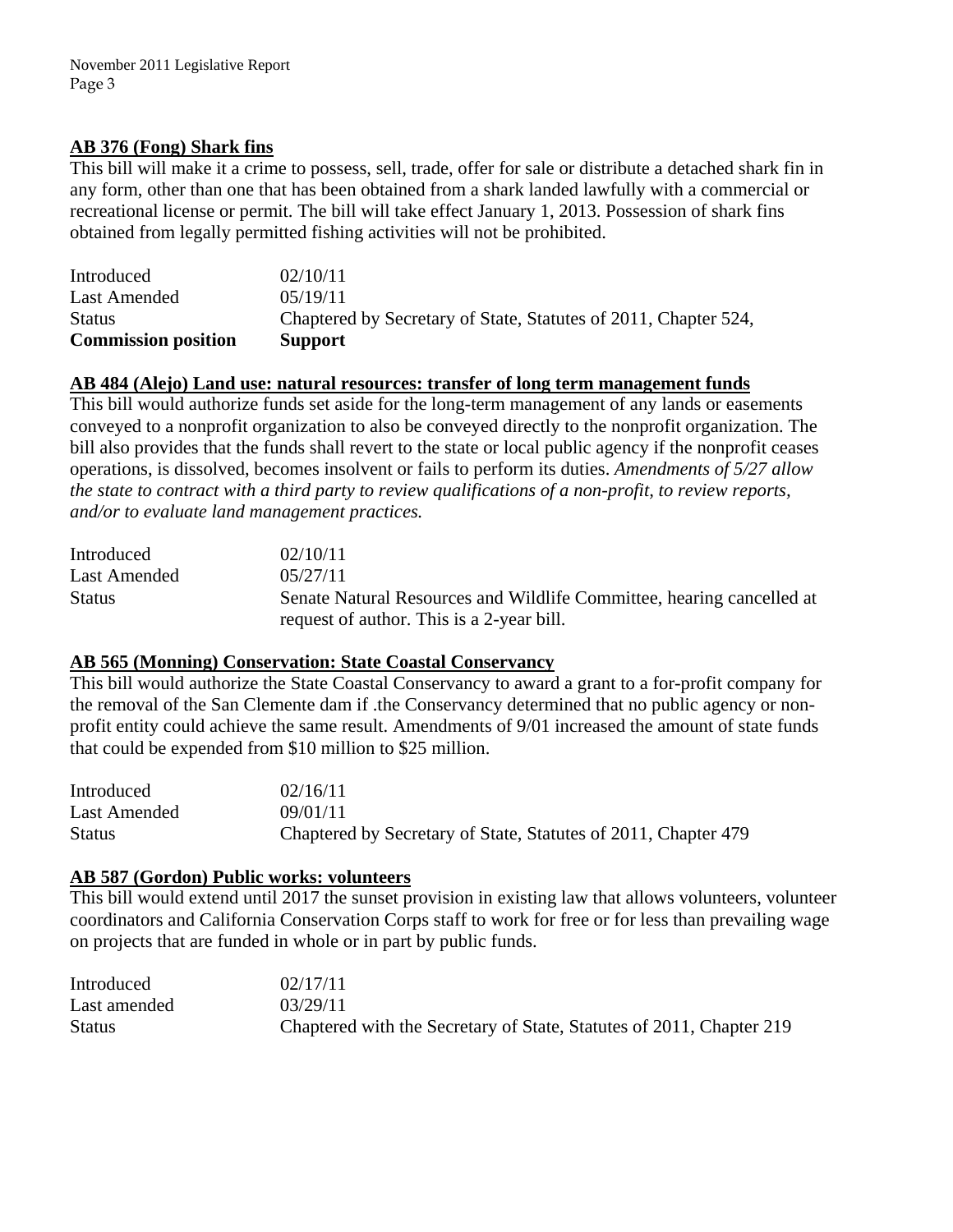## AB 376 (Fong) Shark fins

This bill will make it a crime to possess, sell, trade, offer for sale or distribute a detached shark fin in any form, other than one that has been obtained from a shark landed lawfully with a commercial or recreational license or permit. The bill will take effect January 1, 2013. Possession of shark fins obtained from legally permitted fishing activities will not be prohibited.

| | |
|---|---|
| Introduced | 02/10/11 |
| Last Amended | 05/19/11 |
| Status | Chaptered by Secretary of State, Statutes of 2011, Chapter 524, |
| **Commission position** | **Support** |

## AB 484 (Alejo) Land use: natural resources: transfer of long term management funds

This bill would authorize funds set aside for the long-term management of any lands or easements conveyed to a nonprofit organization to also be conveyed directly to the nonprofit organization. The bill also provides that the funds shall revert to the state or local public agency if the nonprofit ceases operations, is dissolved, becomes insolvent or fails to perform its duties. *Amendments of 5/27 allow the state to contract with a third party to review qualifications of a non-profit, to review reports, and/or to evaluate land management practices.*

| | |
|---|---|
| Introduced | 02/10/11 |
| Last Amended | 05/27/11 |
| Status | Senate Natural Resources and Wildlife Committee, hearing cancelled at request of author. This is a 2-year bill. |

## AB 565 (Monning) Conservation: State Coastal Conservancy

This bill would authorize the State Coastal Conservancy to award a grant to a for-profit company for the removal of the San Clemente dam if .the Conservancy determined that no public agency or non-profit entity could achieve the same result. Amendments of 9/01 increased the amount of state funds that could be expended from $10 million to $25 million.

| | |
|---|---|
| Introduced | 02/16/11 |
| Last Amended | 09/01/11 |
| Status | Chaptered by Secretary of State, Statutes of 2011, Chapter 479 |

## AB 587 (Gordon) Public works: volunteers

This bill would extend until 2017 the sunset provision in existing law that allows volunteers, volunteer coordinators and California Conservation Corps staff to work for free or for less than prevailing wage on projects that are funded in whole or in part by public funds.

| | |
|---|---|
| Introduced | 02/17/11 |
| Last amended | 03/29/11 |
| Status | Chaptered with the Secretary of State, Statutes of 2011, Chapter 219 |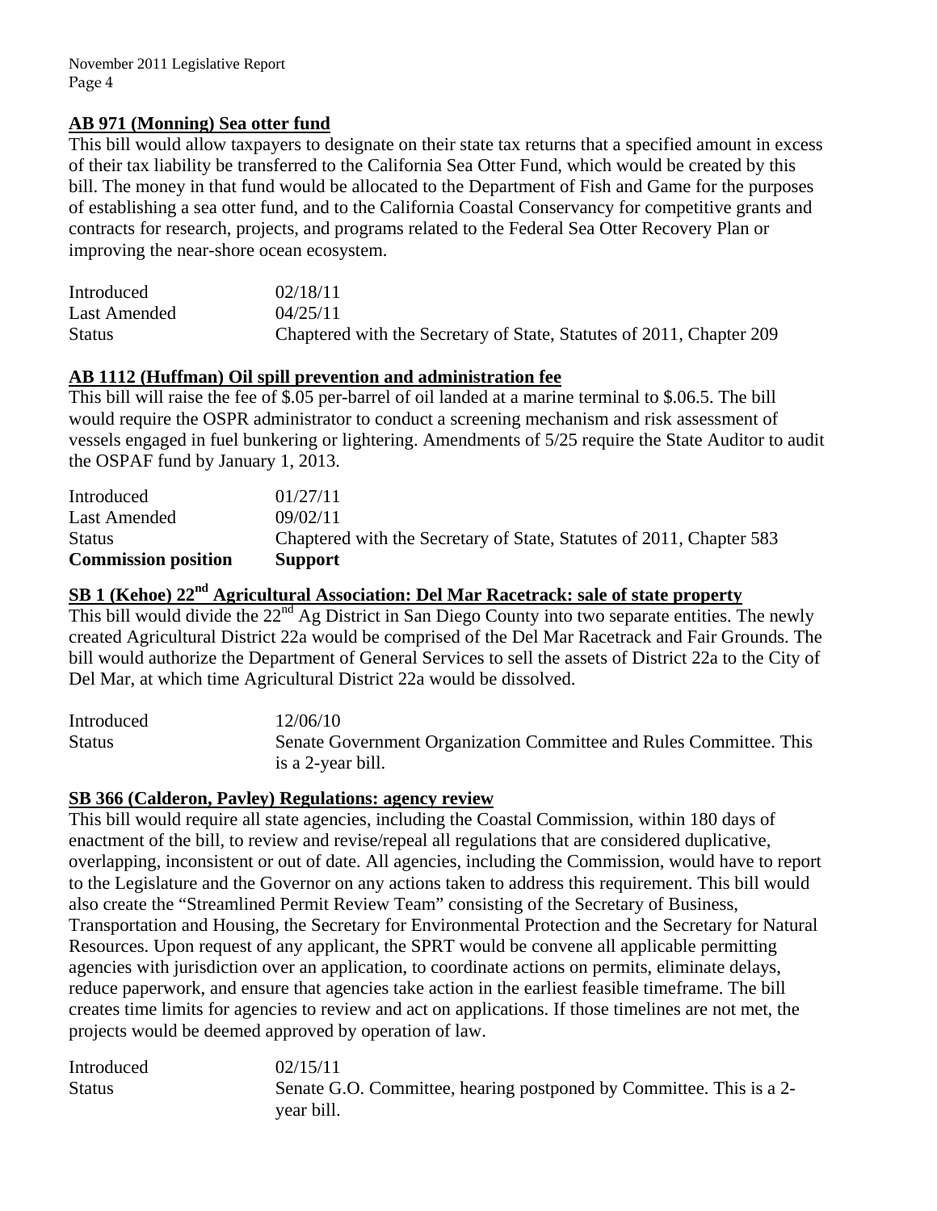## AB 971 (Monning) Sea otter fund

This bill would allow taxpayers to designate on their state tax returns that a specified amount in excess of their tax liability be transferred to the California Sea Otter Fund, which would be created by this bill. The money in that fund would be allocated to the Department of Fish and Game for the purposes of establishing a sea otter fund, and to the California Coastal Conservancy for competitive grants and contracts for research, projects, and programs related to the Federal Sea Otter Recovery Plan or improving the near-shore ocean ecosystem.

| | |
|---|---|
| Introduced | 02/18/11 |
| Last Amended | 04/25/11 |
| Status | Chaptered with the Secretary of State, Statutes of 2011, Chapter 209 |

## AB 1112 (Huffman) Oil spill prevention and administration fee

This bill will raise the fee of $.05 per-barrel of oil landed at a marine terminal to $.06.5. The bill would require the OSPR administrator to conduct a screening mechanism and risk assessment of vessels engaged in fuel bunkering or lightering. Amendments of 5/25 require the State Auditor to audit the OSPAF fund by January 1, 2013.

| | |
|---|---|
| Introduced | 01/27/11 |
| Last Amended | 09/02/11 |
| Status | Chaptered with the Secretary of State, Statutes of 2011, Chapter 583 |
| **Commission position** | **Support** |

## SB 1 (Kehoe) 22nd Agricultural Association: Del Mar Racetrack: sale of state property

This bill would divide the 22nd Ag District in San Diego County into two separate entities. The newly created Agricultural District 22a would be comprised of the Del Mar Racetrack and Fair Grounds. The bill would authorize the Department of General Services to sell the assets of District 22a to the City of Del Mar, at which time Agricultural District 22a would be dissolved.

| | |
|---|---|
| Introduced | 12/06/10 |
| Status | Senate Government Organization Committee and Rules Committee. This is a 2-year bill. |

## SB 366 (Calderon, Pavley) Regulations: agency review

This bill would require all state agencies, including the Coastal Commission, within 180 days of enactment of the bill, to review and revise/repeal all regulations that are considered duplicative, overlapping, inconsistent or out of date. All agencies, including the Commission, would have to report to the Legislature and the Governor on any actions taken to address this requirement. This bill would also create the "Streamlined Permit Review Team" consisting of the Secretary of Business, Transportation and Housing, the Secretary for Environmental Protection and the Secretary for Natural Resources. Upon request of any applicant, the SPRT would be convene all applicable permitting agencies with jurisdiction over an application, to coordinate actions on permits, eliminate delays, reduce paperwork, and ensure that agencies take action in the earliest feasible timeframe. The bill creates time limits for agencies to review and act on applications. If those timelines are not met, the projects would be deemed approved by operation of law.

| | |
|---|---|
| Introduced | 02/15/11 |
| Status | Senate G.O. Committee, hearing postponed by Committee. This is a 2-year bill. |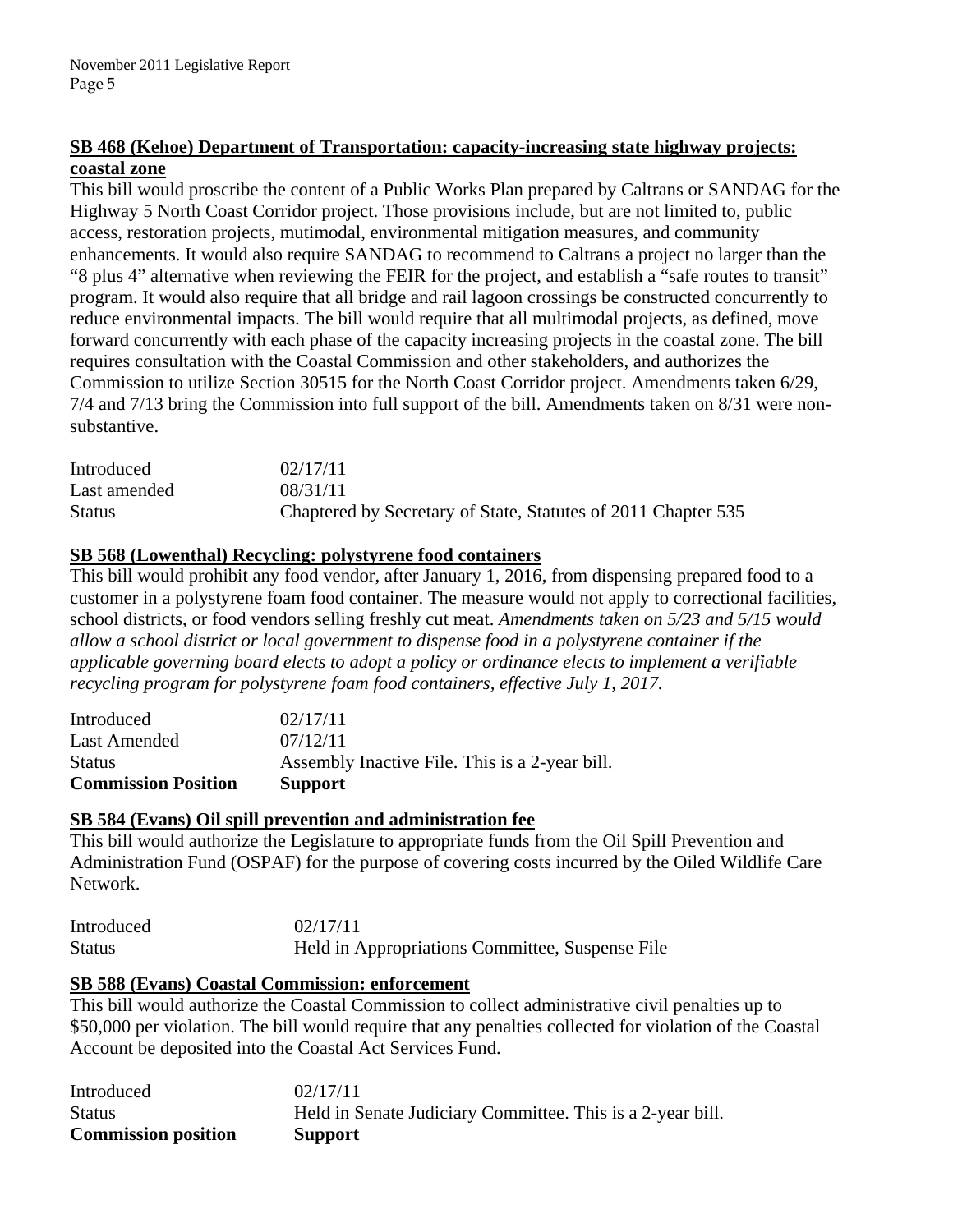**SB 468 (Kehoe) Department of Transportation: capacity-increasing state highway projects: coastal zone**

This bill would proscribe the content of a Public Works Plan prepared by Caltrans or SANDAG for the Highway 5 North Coast Corridor project. Those provisions include, but are not limited to, public access, restoration projects, mutimodal, environmental mitigation measures, and community enhancements. It would also require SANDAG to recommend to Caltrans a project no larger than the "8 plus 4" alternative when reviewing the FEIR for the project, and establish a "safe routes to transit" program. It would also require that all bridge and rail lagoon crossings be constructed concurrently to reduce environmental impacts. The bill would require that all multimodal projects, as defined, move forward concurrently with each phase of the capacity increasing projects in the coastal zone. The bill requires consultation with the Coastal Commission and other stakeholders, and authorizes the Commission to utilize Section 30515 for the North Coast Corridor project. Amendments taken 6/29, 7/4 and 7/13 bring the Commission into full support of the bill. Amendments taken on 8/31 were non-substantive.

| | |
|---|---|
| Introduced | 02/17/11 |
| Last amended | 08/31/11 |
| Status | Chaptered by Secretary of State, Statutes of 2011 Chapter 535 |

**SB 568 (Lowenthal) Recycling: polystyrene food containers**

This bill would prohibit any food vendor, after January 1, 2016, from dispensing prepared food to a customer in a polystyrene foam food container. The measure would not apply to correctional facilities, school districts, or food vendors selling freshly cut meat. *Amendments taken on 5/23 and 5/15 would allow a school district or local government to dispense food in a polystyrene container if the applicable governing board elects to adopt a policy or ordinance elects to implement a verifiable recycling program for polystyrene foam food containers, effective July 1, 2017.*

| | |
|---|---|
| Introduced | 02/17/11 |
| Last Amended | 07/12/11 |
| Status | Assembly Inactive File. This is a 2-year bill. |
| **Commission Position** | **Support** |

**SB 584 (Evans) Oil spill prevention and administration fee**

This bill would authorize the Legislature to appropriate funds from the Oil Spill Prevention and Administration Fund (OSPAF) for the purpose of covering costs incurred by the Oiled Wildlife Care Network.

| | |
|---|---|
| Introduced | 02/17/11 |
| Status | Held in Appropriations Committee, Suspense File |

**SB 588 (Evans) Coastal Commission: enforcement**

This bill would authorize the Coastal Commission to collect administrative civil penalties up to \$50,000 per violation. The bill would require that any penalties collected for violation of the Coastal Account be deposited into the Coastal Act Services Fund.

| | |
|---|---|
| Introduced | 02/17/11 |
| Status | Held in Senate Judiciary Committee. This is a 2-year bill. |
| **Commission position** | **Support** |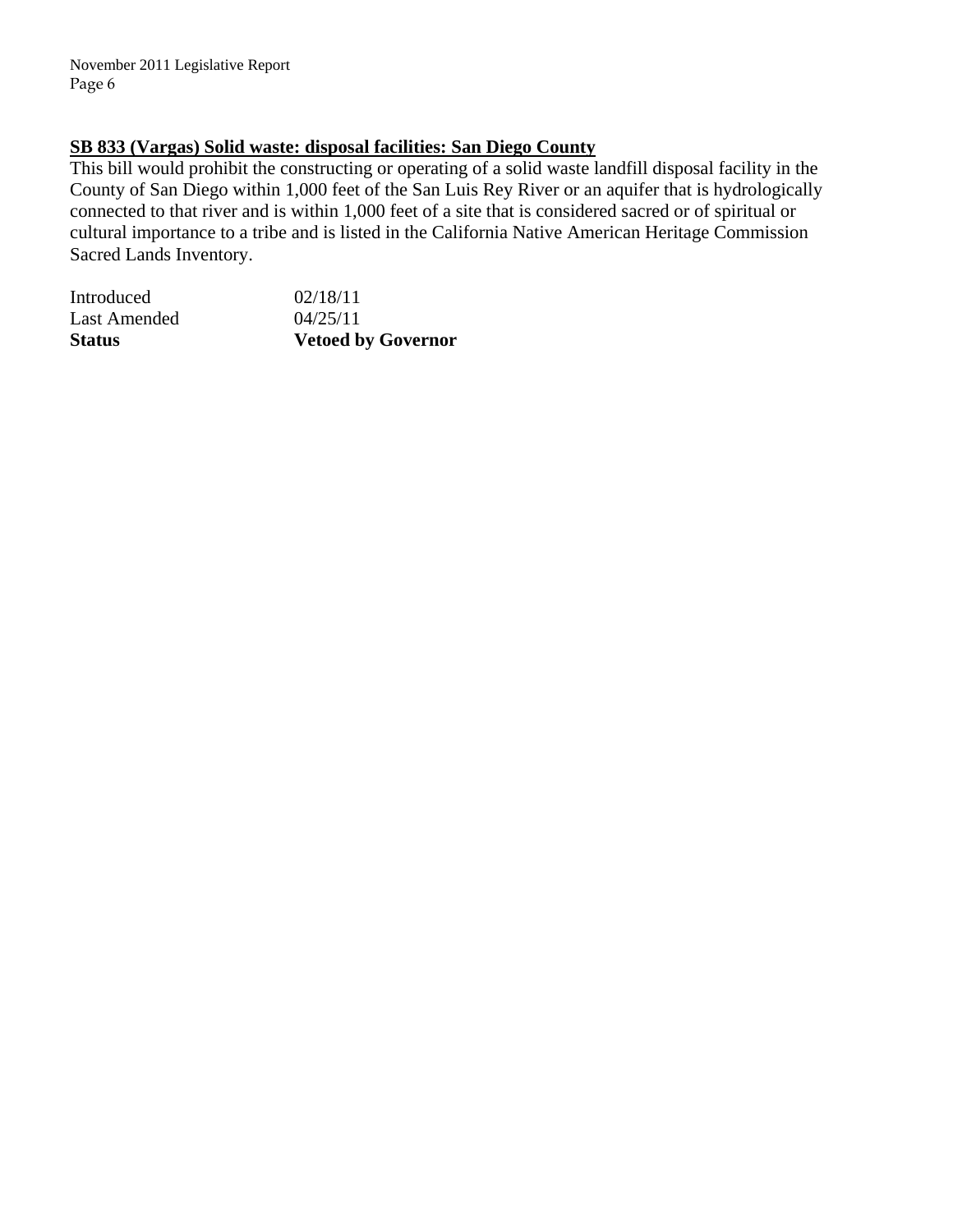**SB 833 (Vargas) Solid waste: disposal facilities: San Diego County**

This bill would prohibit the constructing or operating of a solid waste landfill disposal facility in the County of San Diego within 1,000 feet of the San Luis Rey River or an aquifer that is hydrologically connected to that river and is within 1,000 feet of a site that is considered sacred or of spiritual or cultural importance to a tribe and is listed in the California Native American Heritage Commission Sacred Lands Inventory.

| | |
|---|---|
| Introduced | 02/18/11 |
| Last Amended | 04/25/11 |
| **Status** | **Vetoed by Governor** |